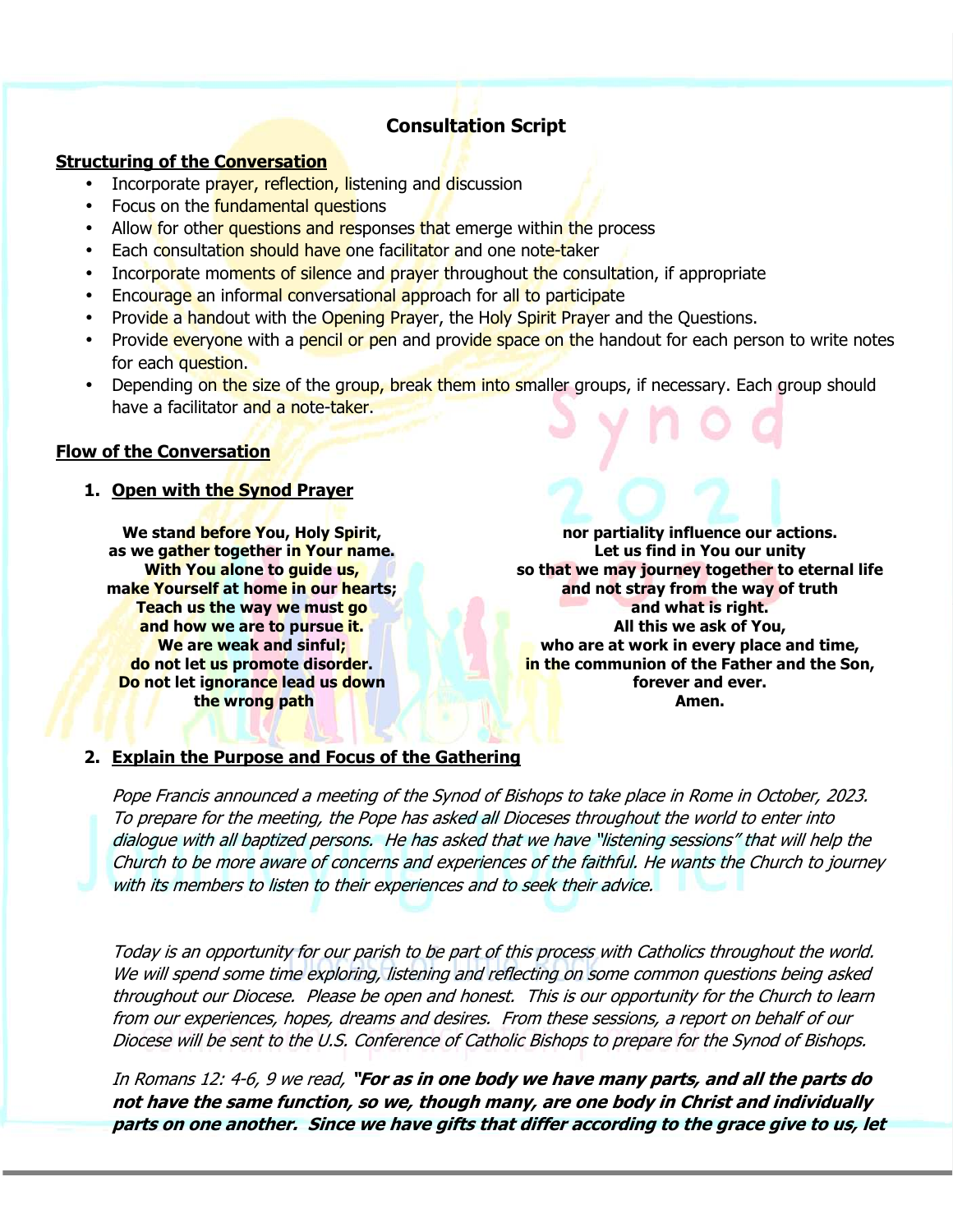# Consultation Script

## Structuring of the Conversation

- Incorporate prayer, reflection, listening and discussion
- Focus on the fundamental questions
- Allow for other questions and responses that emerge within the process
- Each consultation should have one facilitator and one note-taker
- Incorporate moments of silence and prayer throughout the consultation, if appropriate
- Encourage an informal conversational approach for all to participate
- Provide a handout with the Opening Prayer, the Holy Spirit Prayer and the Questions.
- Provide everyone with a pencil or pen and provide space on the handout for each person to write notes for each question.
- Depending on the size of the group, break them into smaller groups, if necessary. Each group should have a facilitator and a note-taker.

## Flow of the Conversation

1. **Open with the Synod Prayer**

**We stand before You, Holy Spirit,**
**as we gather together in Your name.**
**With You alone to guide us,**
**make Yourself at home in our hearts;**
**Teach us the way we must go**
**and how we are to pursue it.**
**We are weak and sinful;**
**do not let us promote disorder.**
**Do not let ignorance lead us down**
**the wrong path**
**nor partiality influence our actions.**
**Let us find in You our unity**
**so that we may journey together to eternal life**
**and not stray from the way of truth**
**and what is right.**
**All this we ask of You,**
**who are at work in every place and time,**
**in the communion of the Father and the Son,**
**forever and ever.**
**Amen.**

2. **Explain the Purpose and Focus of the Gathering**

*Pope Francis announced a meeting of the Synod of Bishops to take place in Rome in October, 2023. To prepare for the meeting, the Pope has asked all Dioceses throughout the world to enter into dialogue with all baptized persons. He has asked that we have "listening sessions" that will help the Church to be more aware of concerns and experiences of the faithful. He wants the Church to journey with its members to listen to their experiences and to seek their advice.*

*Today is an opportunity for our parish to be part of this process with Catholics throughout the world. We will spend some time exploring, listening and reflecting on some common questions being asked throughout our Diocese. Please be open and honest. This is our opportunity for the Church to learn from our experiences, hopes, dreams and desires. From these sessions, a report on behalf of our Diocese will be sent to the U.S. Conference of Catholic Bishops to prepare for the Synod of Bishops.*

*In Romans 12: 4-6, 9 we read,* ***"For as in one body we have many parts, and all the parts do not have the same function, so we, though many, are one body in Christ and individually parts on one another. Since we have gifts that differ according to the grace give to us, let***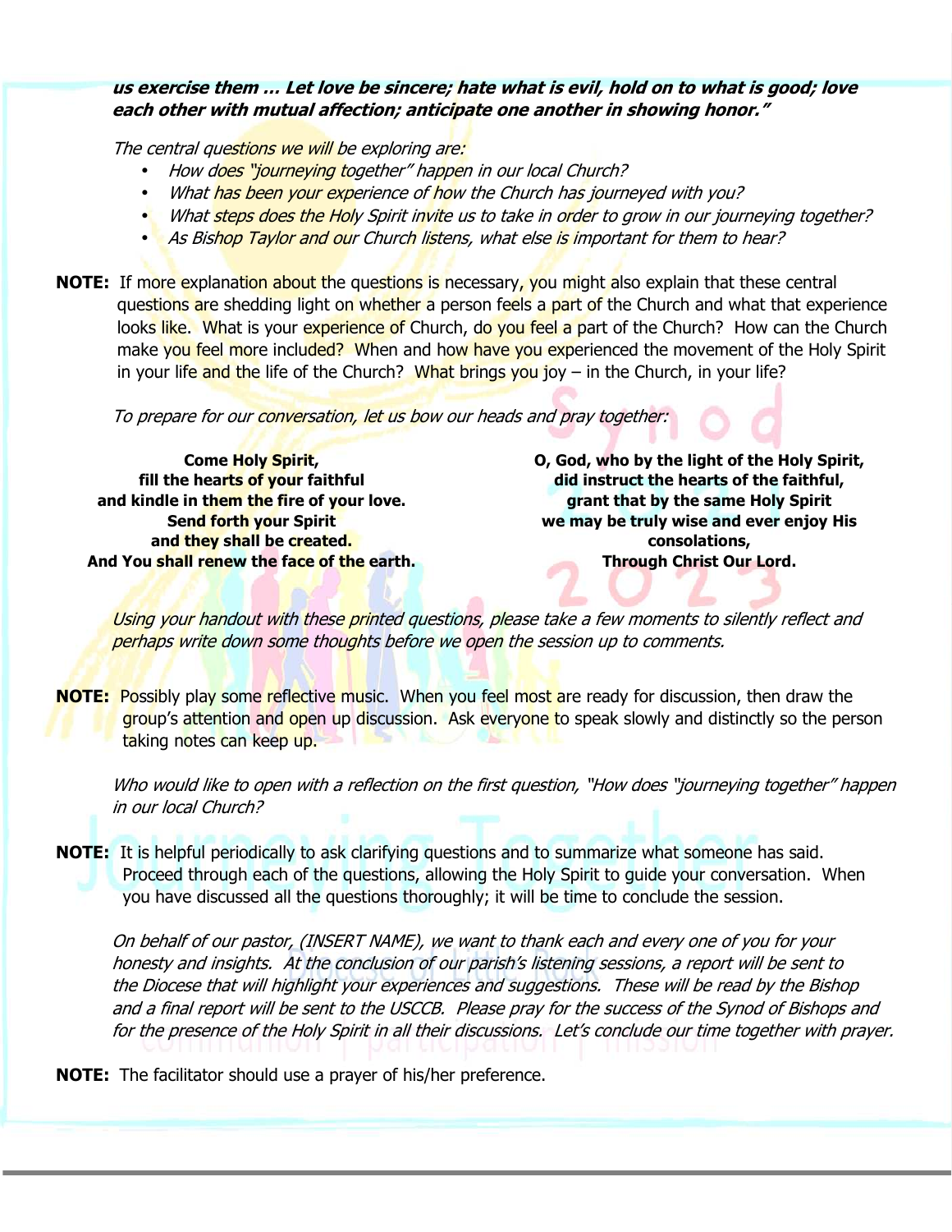***us exercise them … Let love be sincere; hate what is evil, hold on to what is good; love each other with mutual affection; anticipate one another in showing honor."***

*The central questions we will be exploring are:*

- *How does "journeying together" happen in our local Church?*
- *What has been your experience of how the Church has journeyed with you?*
- *What steps does the Holy Spirit invite us to take in order to grow in our journeying together?*
- *As Bishop Taylor and our Church listens, what else is important for them to hear?*

**NOTE:** If more explanation about the questions is necessary, you might also explain that these central questions are shedding light on whether a person feels a part of the Church and what that experience looks like. What is your experience of Church, do you feel a part of the Church? How can the Church make you feel more included? When and how have you experienced the movement of the Holy Spirit in your life and the life of the Church? What brings you joy – in the Church, in your life?

*To prepare for our conversation, let us bow our heads and pray together:*

**Come Holy Spirit,
fill the hearts of your faithful
and kindle in them the fire of your love.
Send forth your Spirit
and they shall be created.
And You shall renew the face of the earth.**

**O, God, who by the light of the Holy Spirit,
did instruct the hearts of the faithful,
grant that by the same Holy Spirit
we may be truly wise and ever enjoy His
consolations,
Through Christ Our Lord.**

*Using your handout with these printed questions, please take a few moments to silently reflect and perhaps write down some thoughts before we open the session up to comments.*

**NOTE:** Possibly play some reflective music. When you feel most are ready for discussion, then draw the group's attention and open up discussion. Ask everyone to speak slowly and distinctly so the person taking notes can keep up.

*Who would like to open with a reflection on the first question, "How does "journeying together" happen in our local Church?*

**NOTE:** It is helpful periodically to ask clarifying questions and to summarize what someone has said. Proceed through each of the questions, allowing the Holy Spirit to guide your conversation. When you have discussed all the questions thoroughly; it will be time to conclude the session.

*On behalf of our pastor, (INSERT NAME), we want to thank each and every one of you for your honesty and insights. At the conclusion of our parish's listening sessions, a report will be sent to the Diocese that will highlight your experiences and suggestions. These will be read by the Bishop and a final report will be sent to the USCCB. Please pray for the success of the Synod of Bishops and for the presence of the Holy Spirit in all their discussions. Let's conclude our time together with prayer.*

**NOTE:** The facilitator should use a prayer of his/her preference.